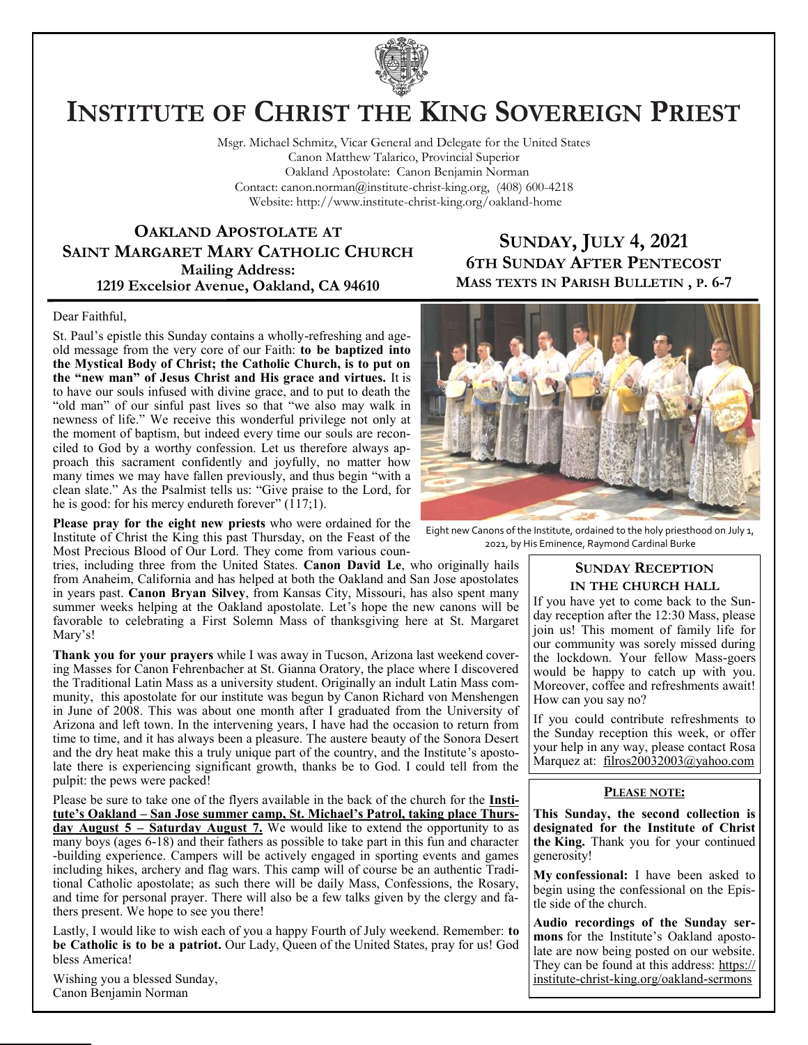# INSTITUTE OF CHRIST THE KING SOVEREIGN PRIEST

Msgr. Michael Schmitz, Vicar General and Delegate for the United States
Canon Matthew Talarico, Provincial Superior
Oakland Apostolate: Canon Benjamin Norman
Contact: canon.norman@institute-christ-king.org, (408) 600-4218
Website: http://www.institute-christ-king.org/oakland-home

## OAKLAND APOSTOLATE AT SAINT MARGARET MARY CATHOLIC CHURCH

**Mailing Address:**
**1219 Excelsior Avenue, Oakland, CA 94610**

## SUNDAY, JULY 4, 2021

### 6TH SUNDAY AFTER PENTECOST

**MASS TEXTS IN PARISH BULLETIN , P. 6-7**

Dear Faithful,

St. Paul's epistle this Sunday contains a wholly-refreshing and age-old message from the very core of our Faith: **to be baptized into the Mystical Body of Christ; the Catholic Church, is to put on the "new man" of Jesus Christ and His grace and virtues.** It is to have our souls infused with divine grace, and to put to death the "old man" of our sinful past lives so that "we also may walk in newness of life." We receive this wonderful privilege not only at the moment of baptism, but indeed every time our souls are reconciled to God by a worthy confession. Let us therefore always approach this sacrament confidently and joyfully, no matter how many times we may have fallen previously, and thus begin "with a clean slate." As the Psalmist tells us: "Give praise to the Lord, for he is good: for his mercy endureth forever" (117;1).

**Please pray for the eight new priests** who were ordained for the Institute of Christ the King this past Thursday, on the Feast of the Most Precious Blood of Our Lord. They come from various countries, including three from the United States. **Canon David Le**, who originally hails from Anaheim, California and has helped at both the Oakland and San Jose apostolates in years past. **Canon Bryan Silvey**, from Kansas City, Missouri, has also spent many summer weeks helping at the Oakland apostolate. Let's hope the new canons will be favorable to celebrating a First Solemn Mass of thanksgiving here at St. Margaret Mary's!

Eight new Canons of the Institute, ordained to the holy priesthood on July 1, 2021, by His Eminence, Raymond Cardinal Burke

**Thank you for your prayers** while I was away in Tucson, Arizona last weekend covering Masses for Canon Fehrenbacher at St. Gianna Oratory, the place where I discovered the Traditional Latin Mass as a university student. Originally an indult Latin Mass community, this apostolate for our institute was begun by Canon Richard von Menshengen in June of 2008. This was about one month after I graduated from the University of Arizona and left town. In the intervening years, I have had the occasion to return from time to time, and it has always been a pleasure. The austere beauty of the Sonora Desert and the dry heat make this a truly unique part of the country, and the Institute's apostolate there is experiencing significant growth, thanks be to God. I could tell from the pulpit: the pews were packed!

Please be sure to take one of the flyers available in the back of the church for the **Institute's Oakland – San Jose summer camp, St. Michael's Patrol, taking place Thursday August 5 – Saturday August 7.** We would like to extend the opportunity to as many boys (ages 6-18) and their fathers as possible to take part in this fun and character-building experience. Campers will be actively engaged in sporting events and games including hikes, archery and flag wars. This camp will of course be an authentic Traditional Catholic apostolate; as such there will be daily Mass, Confessions, the Rosary, and time for personal prayer. There will also be a few talks given by the clergy and fathers present. We hope to see you there!

Lastly, I would like to wish each of you a happy Fourth of July weekend. Remember: **to be Catholic is to be a patriot.** Our Lady, Queen of the United States, pray for us! God bless America!

Wishing you a blessed Sunday,
Canon Benjamin Norman

### SUNDAY RECEPTION IN THE CHURCH HALL

If you have yet to come back to the Sunday reception after the 12:30 Mass, please join us! This moment of family life for our community was sorely missed during the lockdown. Your fellow Mass-goers would be happy to catch up with you. Moreover, coffee and refreshments await! How can you say no?

If you could contribute refreshments to the Sunday reception this week, or offer your help in any way, please contact Rosa Marquez at: filros20032003@yahoo.com

### PLEASE NOTE:

**This Sunday, the second collection is designated for the Institute of Christ the King.** Thank you for your continued generosity!

**My confessional:** I have been asked to begin using the confessional on the Epistle side of the church.

**Audio recordings of the Sunday sermons** for the Institute's Oakland apostolate are now being posted on our website. They can be found at this address: https://institute-christ-king.org/oakland-sermons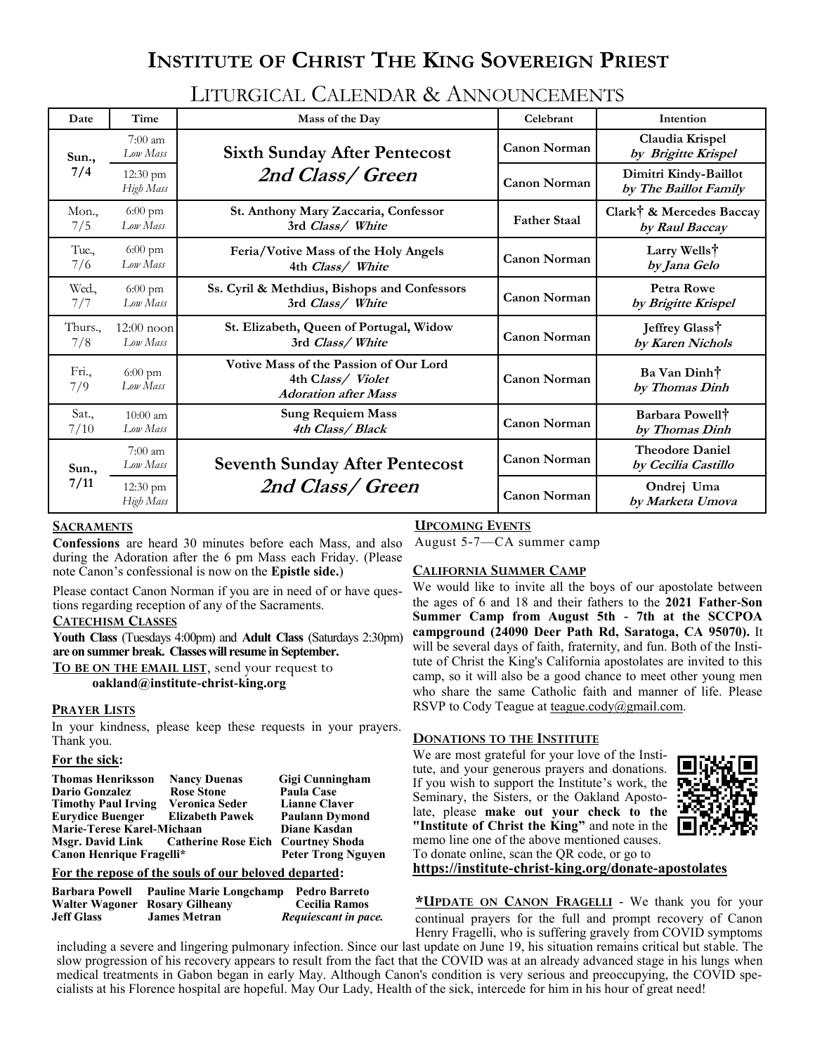# Institute of Christ The King Sovereign Priest

## Liturgical Calendar & Announcements

| Date | Time | Mass of the Day | Celebrant | Intention |
|---|---|---|---|---|
| **Sun., 7/4** | 7:00 am *Low Mass* | **Sixth Sunday After Pentecost** ***2nd Class/ Green*** | **Canon Norman** | **Claudia Krispel** ***by Brigitte Krispel*** |
| | 12:30 pm *High Mass* | | **Canon Norman** | **Dimitri Kindy-Baillot** ***by The Baillot Family*** |
| Mon., 7/5 | 6:00 pm *Low Mass* | **St. Anthony Mary Zaccaria, Confessor** **3rd *Class/ White*** | **Father Staal** | **Clark† & Mercedes Baccay** ***by Raul Baccay*** |
| Tue., 7/6 | 6:00 pm *Low Mass* | **Feria/Votive Mass of the Holy Angels** **4th *Class/ White*** | **Canon Norman** | **Larry Wells†** ***by Jana Gelo*** |
| Wed., 7/7 | 6:00 pm *Low Mass* | **Ss. Cyril & Methdius, Bishops and Confessors** **3rd *Class/ White*** | **Canon Norman** | **Petra Rowe** ***by Brigitte Krispel*** |
| Thurs., 7/8 | 12:00 noon *Low Mass* | **St. Elizabeth, Queen of Portugal, Widow** **3rd *Class/ White*** | **Canon Norman** | **Jeffrey Glass†** ***by Karen Nichols*** |
| Fri., 7/9 | 6:00 pm *Low Mass* | **Votive Mass of the Passion of Our Lord** **4th C*lass/ Violet*** ***Adoration after Mass*** | **Canon Norman** | **Ba Van Dinh†** ***by Thomas Dinh*** |
| Sat., 7/10 | 10:00 am *Low Mass* | **Sung Requiem Mass** ***4th Class/ Black*** | **Canon Norman** | **Barbara Powell†** ***by Thomas Dinh*** |
| **Sun., 7/11** | 7:00 am *Low Mass* | **Seventh Sunday After Pentecost** ***2nd Class/ Green*** | **Canon Norman** | **Theodore Daniel** ***by Cecilia Castillo*** |
| | 12:30 pm *High Mass* | | **Canon Norman** | **Ondrej Uma** ***by Marketa Umova*** |

### Sacraments

**Confessions** are heard 30 minutes before each Mass, and also during the Adoration after the 6 pm Mass each Friday. (Please note Canon's confessional is now on the **Epistle side.**)

Please contact Canon Norman if you are in need of or have questions regarding reception of any of the Sacraments.

### Catechism Classes

**Youth Class** (Tuesdays 4:00pm) and **Adult Class** (Saturdays 2:30pm) **are on summer break. Classes will resume in September.**

**To be on the email list**, send your request to **oakland@institute-christ-king.org**

### Prayer Lists

In your kindness, please keep these requests in your prayers. Thank you.

**For the sick:**

**Thomas Henriksson, Nancy Duenas, Gigi Cunningham, Dario Gonzalez, Rose Stone, Paula Case, Timothy Paul Irving, Veronica Seder, Lianne Claver, Eurydice Buenger, Elizabeth Pawek, Paulann Dymond, Marie-Terese Karel-Michaan, Diane Kasdan, Msgr. David Link, Catherine Rose Eich, Courtney Shoda, Canon Henrique Fragelli*, Peter Trong Nguyen**

**For the repose of the souls of our beloved departed:**

**Barbara Powell, Pauline Marie Longchamp, Pedro Barreto, Walter Wagoner, Rosary Gilheany, Cecilia Ramos, Jeff Glass, James Metran** ***Requiescant in pace.***

### Upcoming Events

August 5-7—CA summer camp

### California Summer Camp

We would like to invite all the boys of our apostolate between the ages of 6 and 18 and their fathers to the **2021 Father-Son Summer Camp from August 5th - 7th at the SCCPOA campground (24090 Deer Path Rd, Saratoga, CA 95070).** It will be several days of faith, fraternity, and fun. Both of the Institute of Christ the King's California apostolates are invited to this camp, so it will also be a good chance to meet other young men who share the same Catholic faith and manner of life. Please RSVP to Cody Teague at teague.cody@gmail.com.

### Donations to the Institute

We are most grateful for your love of the Institute, and your generous prayers and donations. If you wish to support the Institute's work, the Seminary, the Sisters, or the Oakland Apostolate, please **make out your check to the "Institute of Christ the King"** and note in the memo line one of the above mentioned causes. To donate online, scan the QR code, or go to

**https://institute-christ-king.org/donate-apostolates**

**\*Update on Canon Fragelli** - We thank you for your continual prayers for the full and prompt recovery of Canon Henry Fragelli, who is suffering gravely from COVID symptoms including a severe and lingering pulmonary infection. Since our last update on June 19, his situation remains critical but stable. The slow progression of his recovery appears to result from the fact that the COVID was at an already advanced stage in his lungs when medical treatments in Gabon began in early May. Although Canon's condition is very serious and preoccupying, the COVID specialists at his Florence hospital are hopeful. May Our Lady, Health of the sick, intercede for him in his hour of great need!